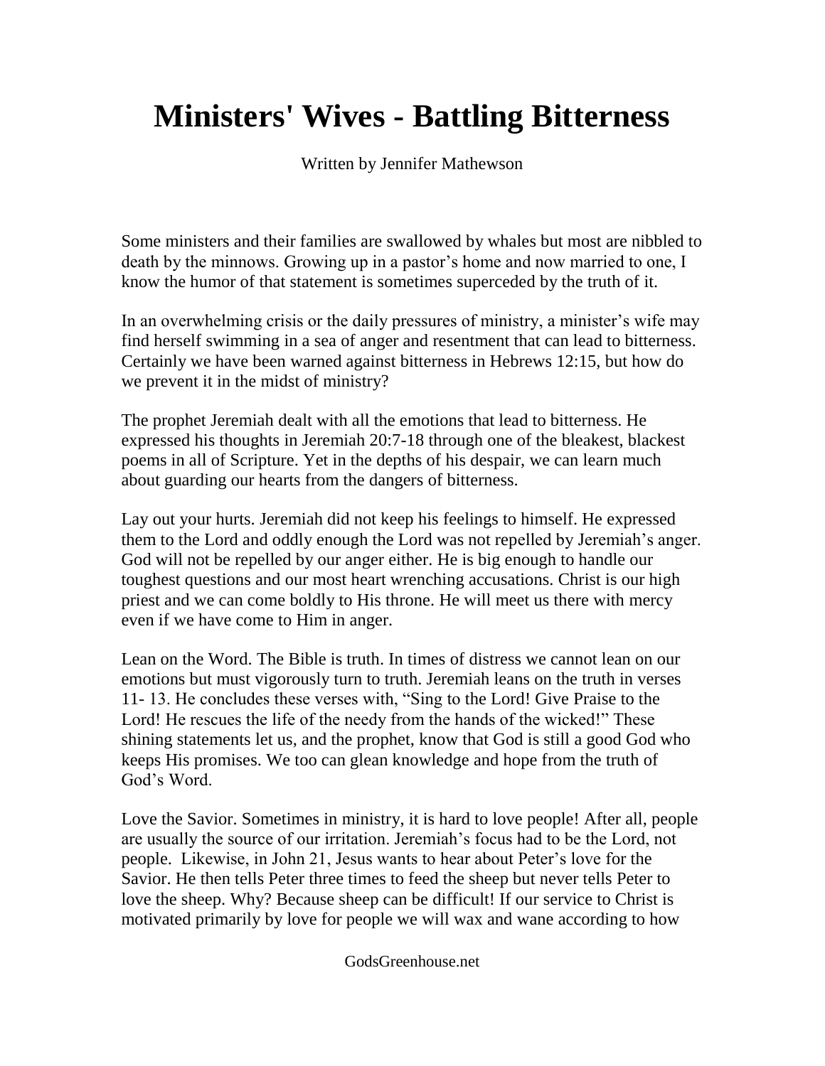# Ministers' Wives - Battling Bitterness

Written by Jennifer Mathewson

Some ministers and their families are swallowed by whales but most are nibbled to death by the minnows. Growing up in a pastor's home and now married to one, I know the humor of that statement is sometimes superceded by the truth of it.

In an overwhelming crisis or the daily pressures of ministry, a minister's wife may find herself swimming in a sea of anger and resentment that can lead to bitterness. Certainly we have been warned against bitterness in Hebrews 12:15, but how do we prevent it in the midst of ministry?

The prophet Jeremiah dealt with all the emotions that lead to bitterness. He expressed his thoughts in Jeremiah 20:7-18 through one of the bleakest, blackest poems in all of Scripture. Yet in the depths of his despair, we can learn much about guarding our hearts from the dangers of bitterness.

Lay out your hurts. Jeremiah did not keep his feelings to himself. He expressed them to the Lord and oddly enough the Lord was not repelled by Jeremiah's anger. God will not be repelled by our anger either. He is big enough to handle our toughest questions and our most heart wrenching accusations. Christ is our high priest and we can come boldly to His throne. He will meet us there with mercy even if we have come to Him in anger.

Lean on the Word. The Bible is truth. In times of distress we cannot lean on our emotions but must vigorously turn to truth. Jeremiah leans on the truth in verses 11- 13. He concludes these verses with, "Sing to the Lord! Give Praise to the Lord! He rescues the life of the needy from the hands of the wicked!" These shining statements let us, and the prophet, know that God is still a good God who keeps His promises. We too can glean knowledge and hope from the truth of God's Word.

Love the Savior. Sometimes in ministry, it is hard to love people! After all, people are usually the source of our irritation. Jeremiah's focus had to be the Lord, not people. Likewise, in John 21, Jesus wants to hear about Peter's love for the Savior. He then tells Peter three times to feed the sheep but never tells Peter to love the sheep. Why? Because sheep can be difficult! If our service to Christ is motivated primarily by love for people we will wax and wane according to how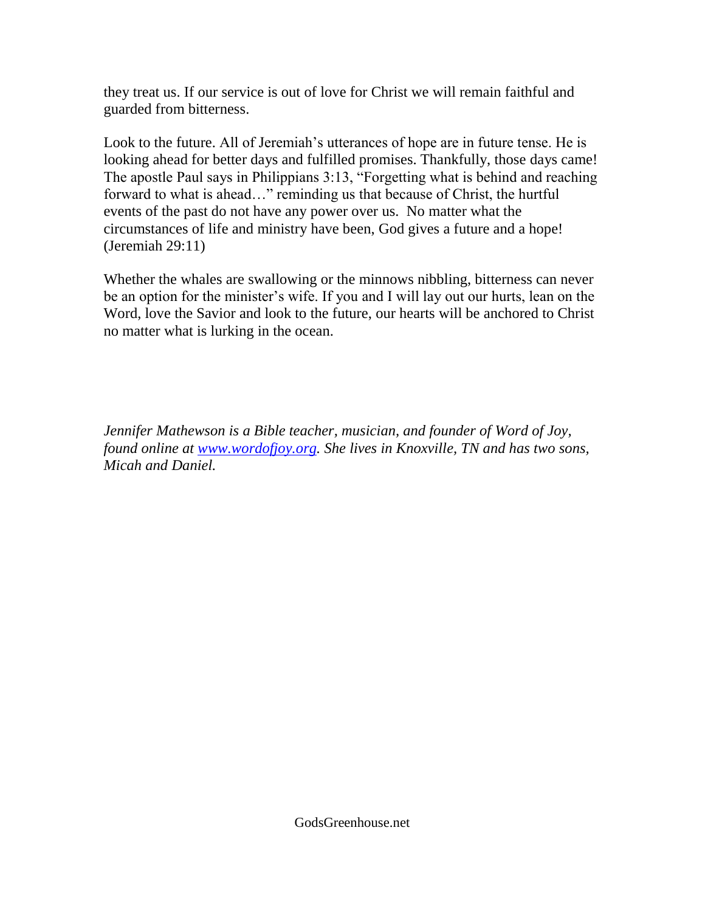they treat us. If our service is out of love for Christ we will remain faithful and guarded from bitterness.

Look to the future. All of Jeremiah's utterances of hope are in future tense. He is looking ahead for better days and fulfilled promises. Thankfully, those days came! The apostle Paul says in Philippians 3:13, "Forgetting what is behind and reaching forward to what is ahead…" reminding us that because of Christ, the hurtful events of the past do not have any power over us. No matter what the circumstances of life and ministry have been, God gives a future and a hope! (Jeremiah 29:11)

Whether the whales are swallowing or the minnows nibbling, bitterness can never be an option for the minister's wife. If you and I will lay out our hurts, lean on the Word, love the Savior and look to the future, our hearts will be anchored to Christ no matter what is lurking in the ocean.

*Jennifer Mathewson is a Bible teacher, musician, and founder of Word of Joy, found online at [www.wordofjoy.org](http://www.wordofjoy.org). She lives in Knoxville, TN and has two sons, Micah and Daniel.*

GodsGreenhouse.net